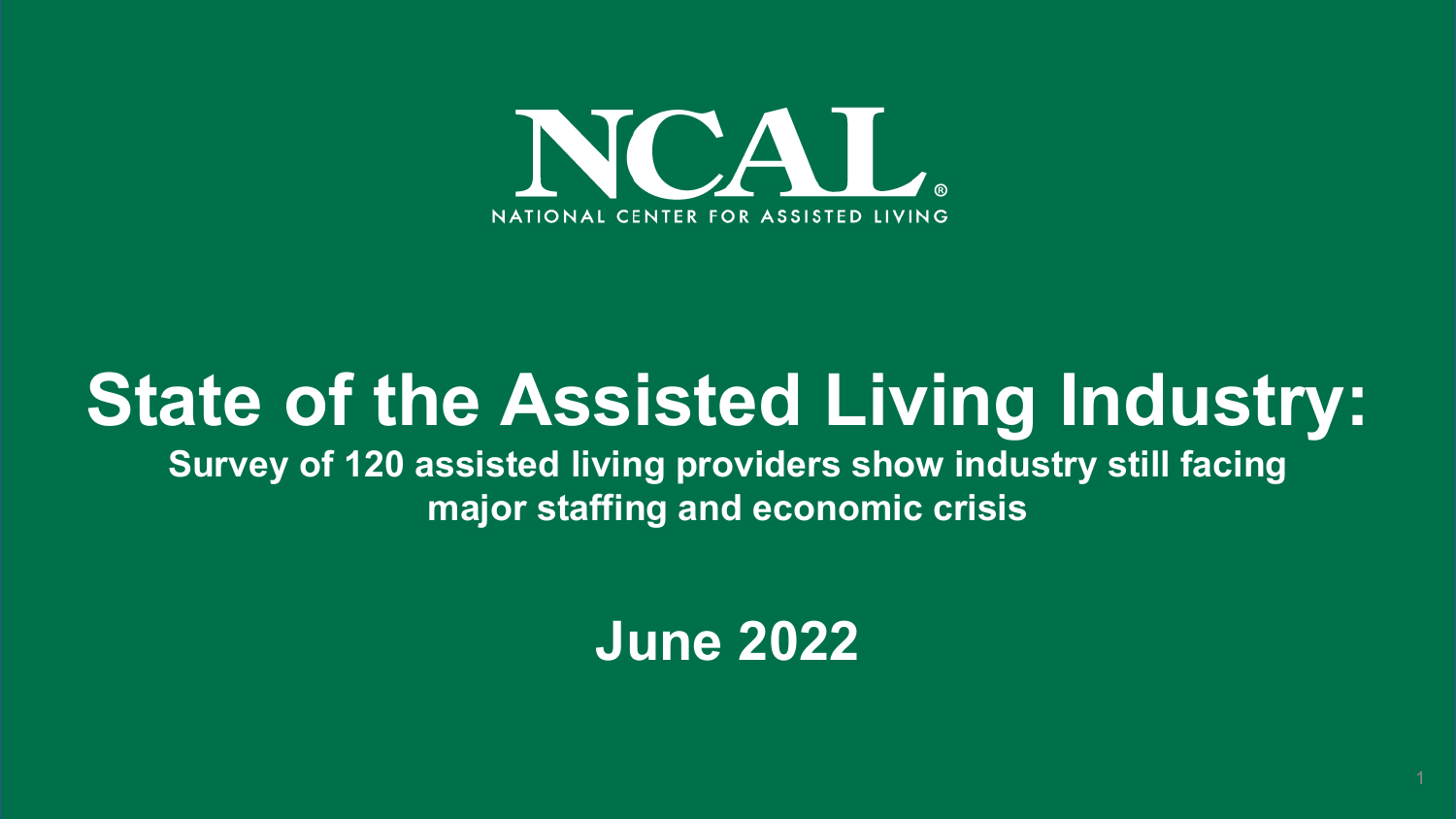NCAL

NATIONAL CENTER FOR ASSISTED LIVING

# State of the Assisted Living Industry:

**Survey of 120 assisted living providers show industry still facing major staffing and economic crisis**

**June 2022**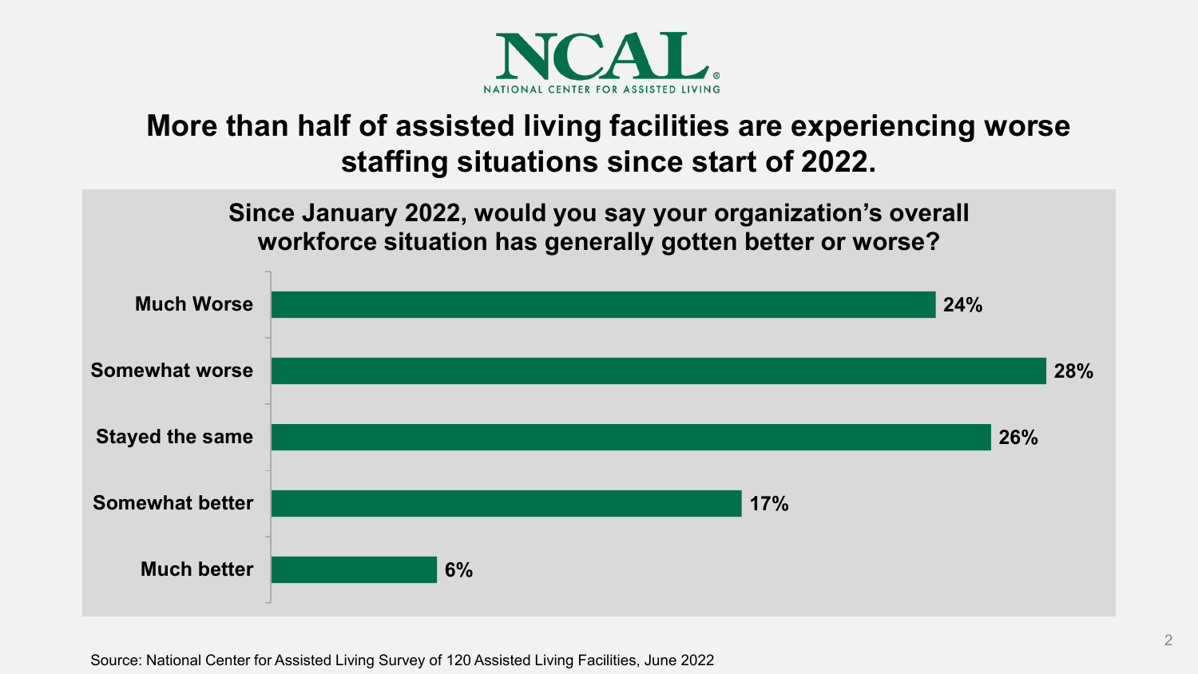NCAL
NATIONAL CENTER FOR ASSISTED LIVING

## More than half of assisted living facilities are experiencing worse staffing situations since start of 2022.

### Since January 2022, would you say your organization's overall workforce situation has generally gotten better or worse?

| Response | Percentage |
|---|---|
| Much Worse | 24% |
| Somewhat worse | 28% |
| Stayed the same | 26% |
| Somewhat better | 17% |
| Much better | 6% |

Source: National Center for Assisted Living Survey of 120 Assisted Living Facilities, June 2022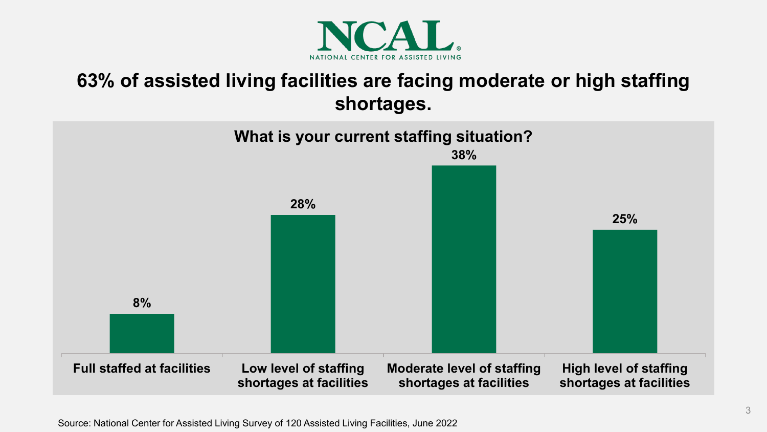NCAL
NATIONAL CENTER FOR ASSISTED LIVING

# 63% of assisted living facilities are facing moderate or high staffing shortages.

## What is your current staffing situation?

| Full staffed at facilities | Low level of staffing shortages at facilities | Moderate level of staffing shortages at facilities | High level of staffing shortages at facilities |
| --- | --- | --- | --- |
| 8% | 28% | 38% | 25% |

Source: National Center for Assisted Living Survey of 120 Assisted Living Facilities, June 2022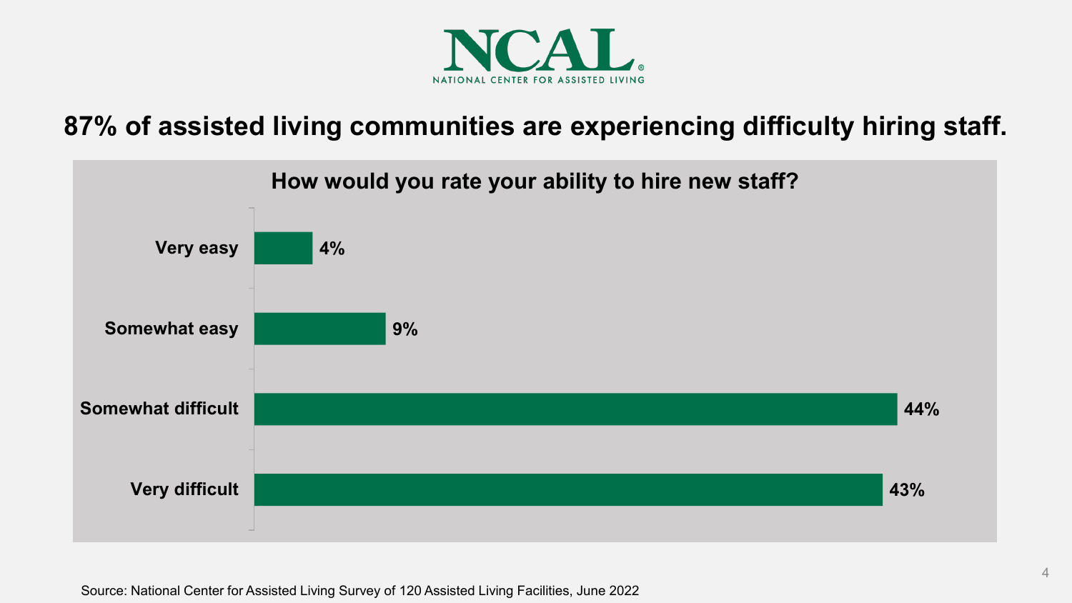NCAL
NATIONAL CENTER FOR ASSISTED LIVING

## 87% of assisted living communities are experiencing difficulty hiring staff.

**How would you rate your ability to hire new staff?**

| Response | Percentage |
| --- | --- |
| Very easy | 4% |
| Somewhat easy | 9% |
| Somewhat difficult | 44% |
| Very difficult | 43% |

Source: National Center for Assisted Living Survey of 120 Assisted Living Facilities, June 2022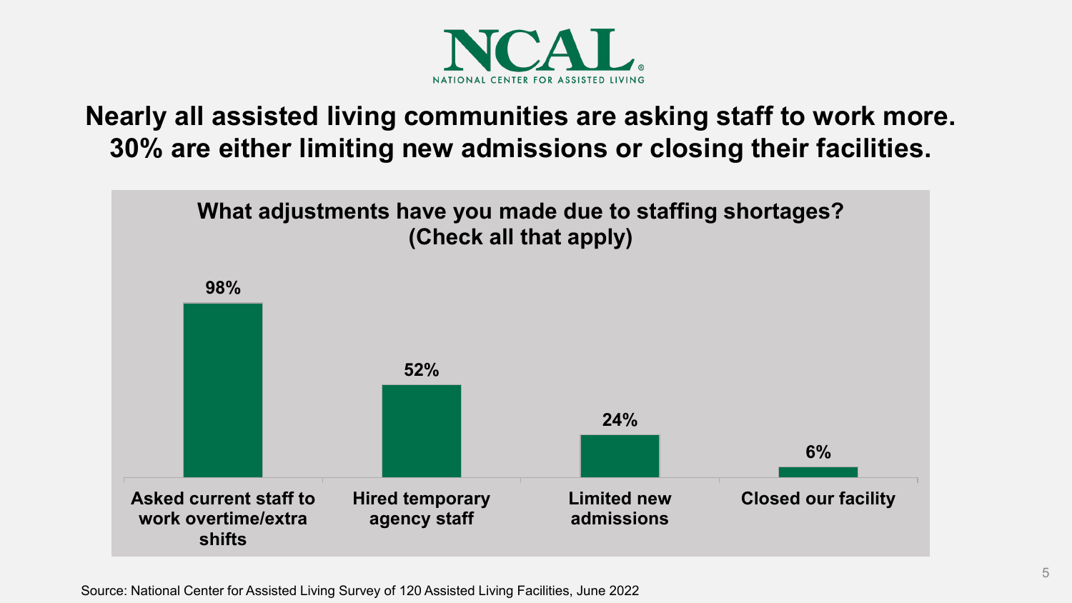NCAL
NATIONAL CENTER FOR ASSISTED LIVING

# Nearly all assisted living communities are asking staff to work more. 30% are either limiting new admissions or closing their facilities.

**What adjustments have you made due to staffing shortages? (Check all that apply)**

| Adjustment | Percentage |
| --- | --- |
| Asked current staff to work overtime/extra shifts | 98% |
| Hired temporary agency staff | 52% |
| Limited new admissions | 24% |
| Closed our facility | 6% |

Source: National Center for Assisted Living Survey of 120 Assisted Living Facilities, June 2022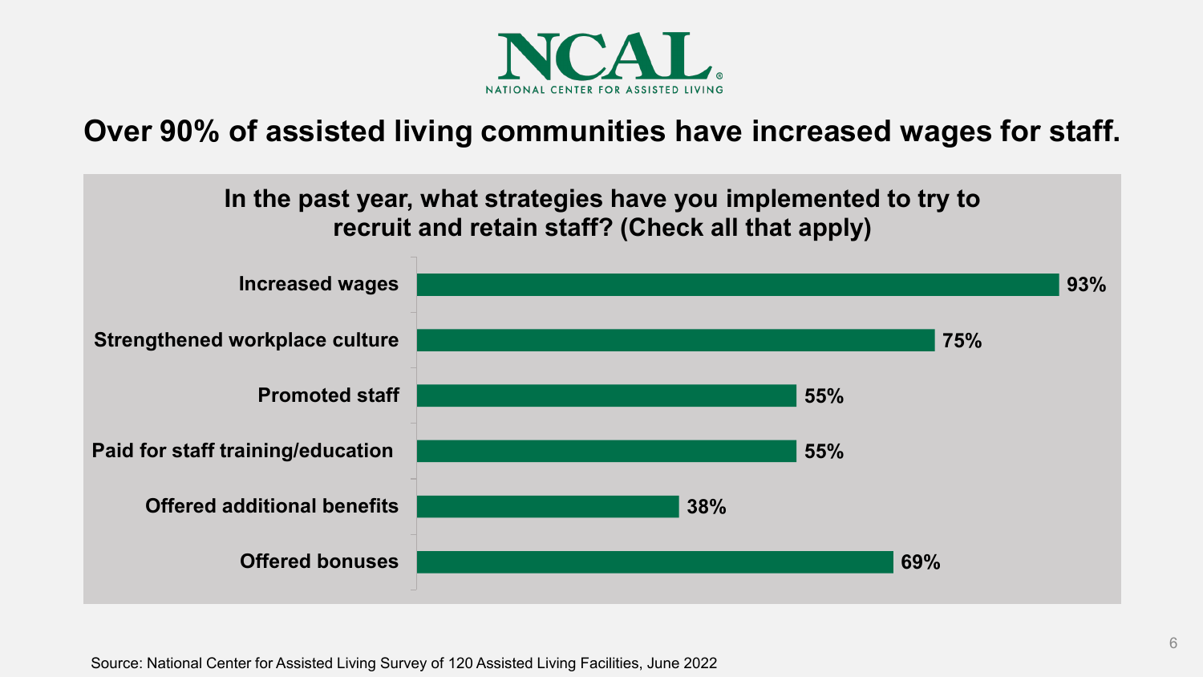NCAL
NATIONAL CENTER FOR ASSISTED LIVING

# Over 90% of assisted living communities have increased wages for staff.

**In the past year, what strategies have you implemented to try to recruit and retain staff? (Check all that apply)**

| Strategy | Percent |
| --- | --- |
| Increased wages | 93% |
| Strengthened workplace culture | 75% |
| Promoted staff | 55% |
| Paid for staff training/education | 55% |
| Offered additional benefits | 38% |
| Offered bonuses | 69% |

Source: National Center for Assisted Living Survey of 120 Assisted Living Facilities, June 2022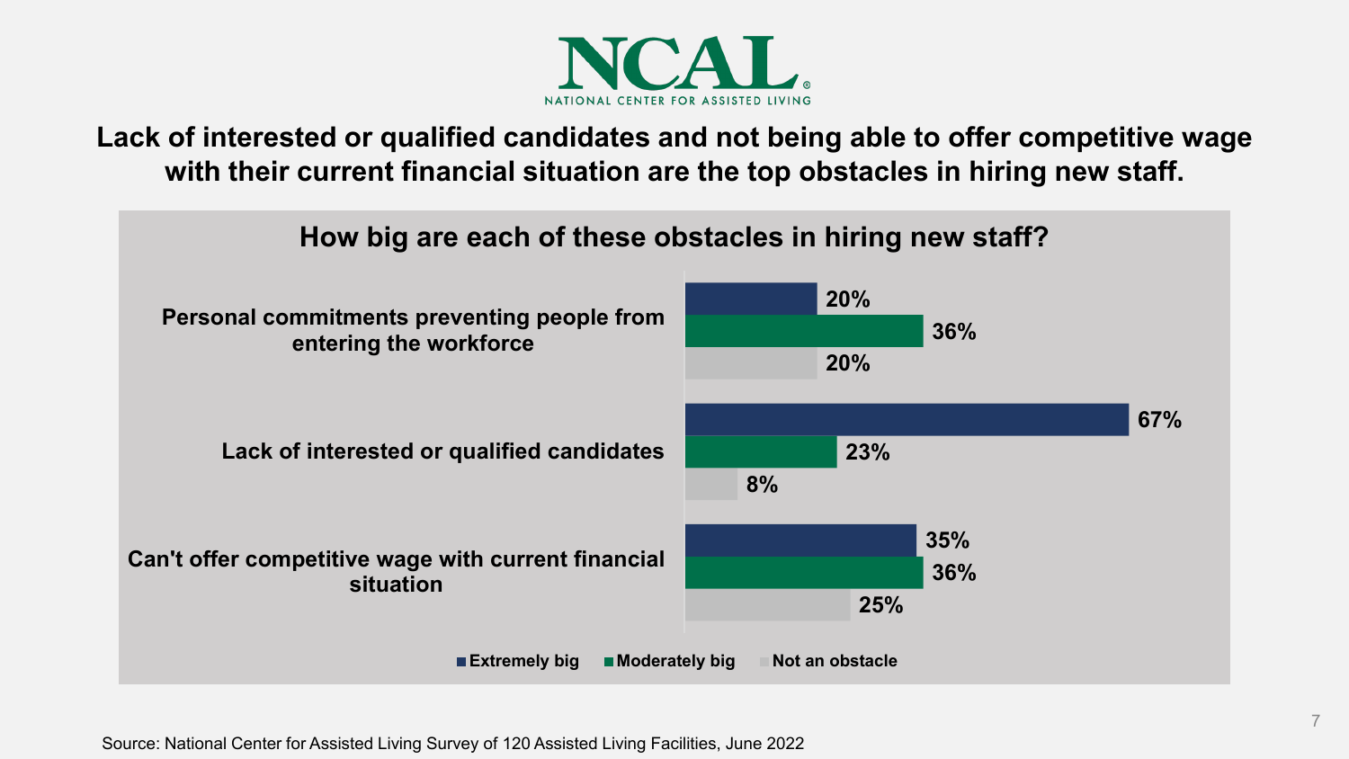NCAL
NATIONAL CENTER FOR ASSISTED LIVING

## Lack of interested or qualified candidates and not being able to offer competitive wage with their current financial situation are the top obstacles in hiring new staff.

### How big are each of these obstacles in hiring new staff?

| Obstacle | Extremely big | Moderately big | Not an obstacle |
| --- | --- | --- | --- |
| Personal commitments preventing people from entering the workforce | 20% | 36% | 20% |
| Lack of interested or qualified candidates | 67% | 23% | 8% |
| Can't offer competitive wage with current financial situation | 35% | 36% | 25% |

Source: National Center for Assisted Living Survey of 120 Assisted Living Facilities, June 2022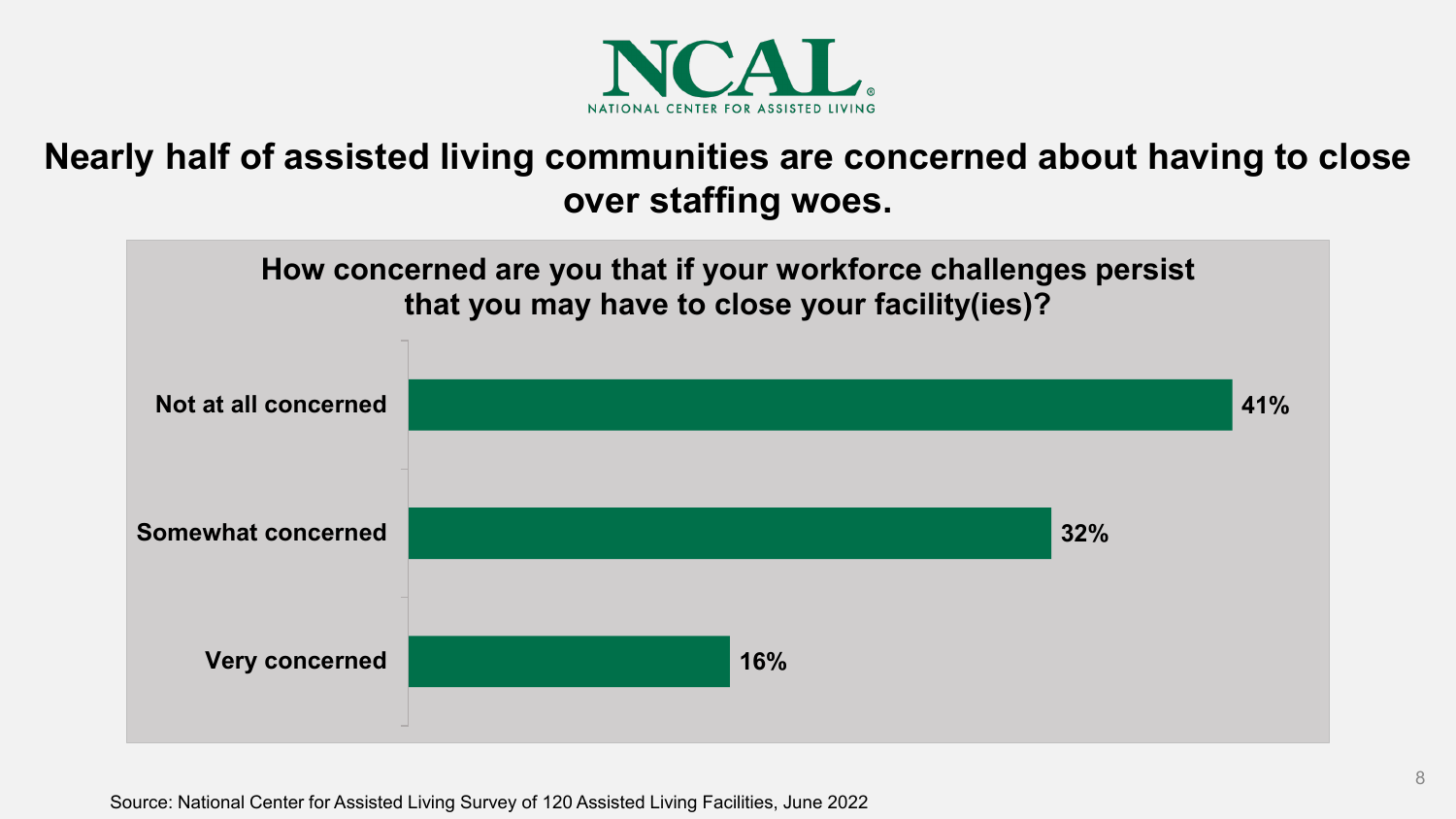NCAL
NATIONAL CENTER FOR ASSISTED LIVING

# Nearly half of assisted living communities are concerned about having to close over staffing woes.

## How concerned are you that if your workforce challenges persist that you may have to close your facility(ies)?

| Response | Percent |
|---|---|
| Not at all concerned | 41% |
| Somewhat concerned | 32% |
| Very concerned | 16% |

Source: National Center for Assisted Living Survey of 120 Assisted Living Facilities, June 2022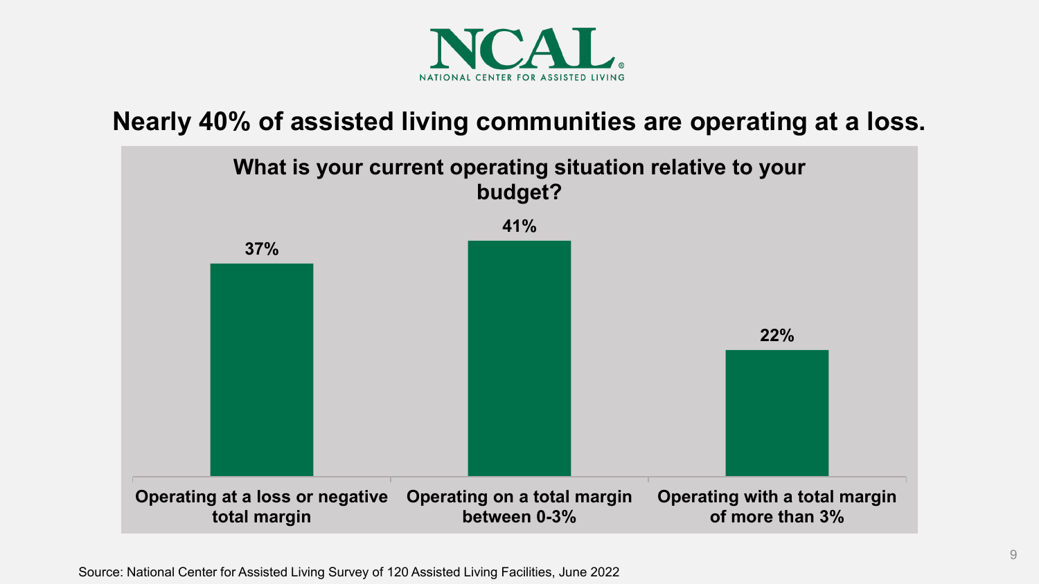NCAL
NATIONAL CENTER FOR ASSISTED LIVING

## Nearly 40% of assisted living communities are operating at a loss.

**What is your current operating situation relative to your budget?**

| Operating situation | Percentage |
| --- | --- |
| Operating at a loss or negative total margin | 37% |
| Operating on a total margin between 0-3% | 41% |
| Operating with a total margin of more than 3% | 22% |

Source: National Center for Assisted Living Survey of 120 Assisted Living Facilities, June 2022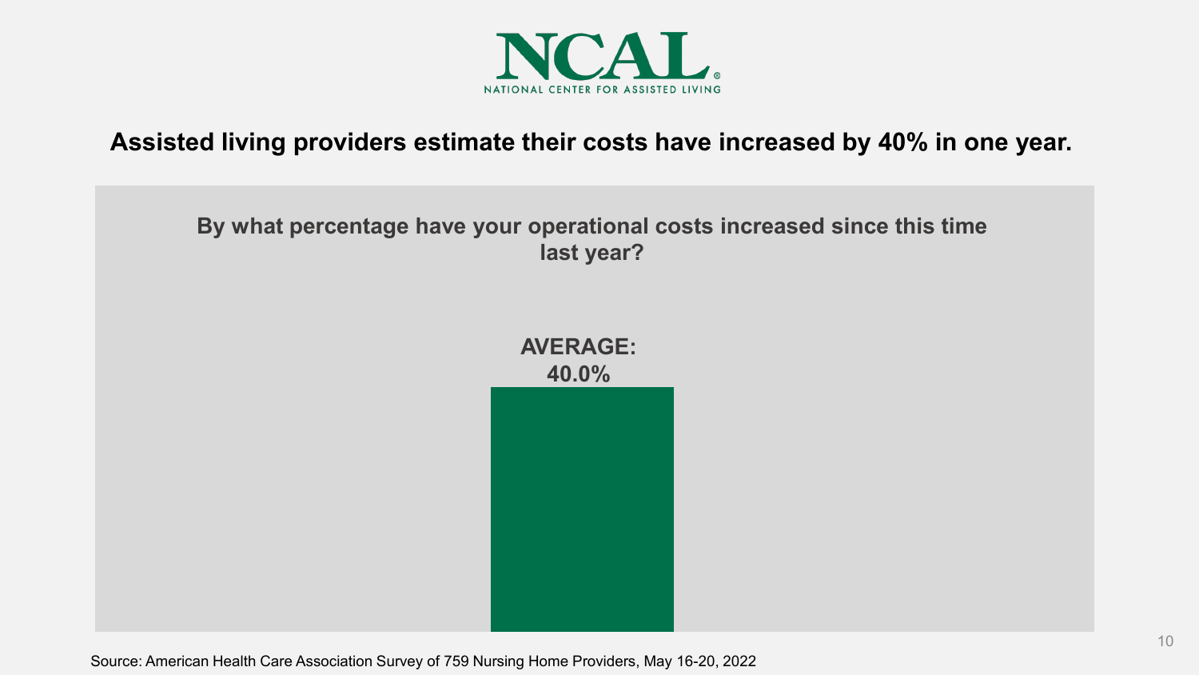NCAL
NATIONAL CENTER FOR ASSISTED LIVING

## Assisted living providers estimate their costs have increased by 40% in one year.

**By what percentage have your operational costs increased since this time last year?**

**AVERAGE: 40.0%**

Source: American Health Care Association Survey of 759 Nursing Home Providers, May 16-20, 2022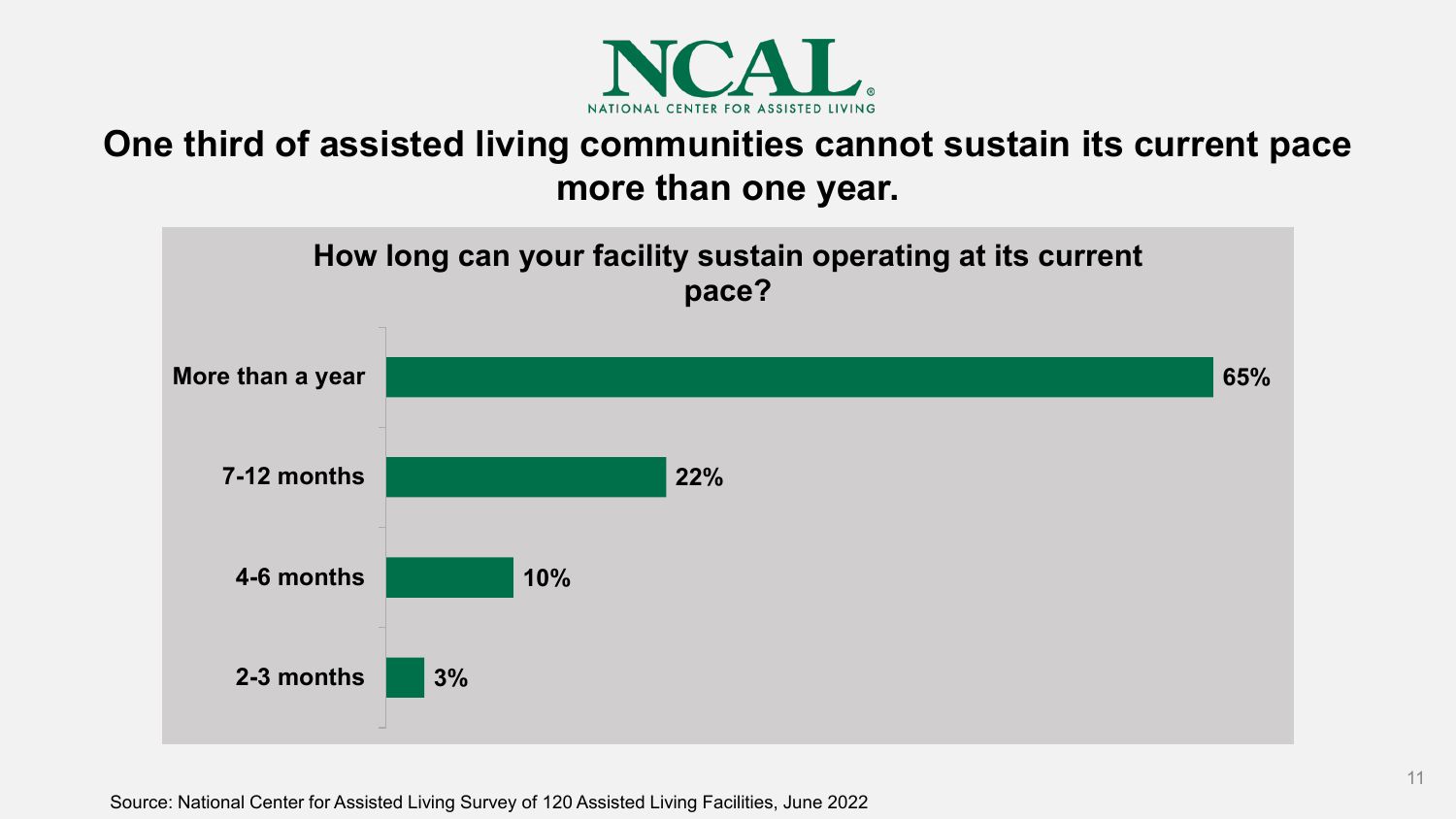NCAL

NATIONAL CENTER FOR ASSISTED LIVING

# One third of assisted living communities cannot sustain its current pace more than one year.

How long can your facility sustain operating at its current pace?

More than a year

65%

7-12 months

22%

4-6 months

10%

2-3 months

3%

Source: National Center for Assisted Living Survey of 120 Assisted Living Facilities, June 2022